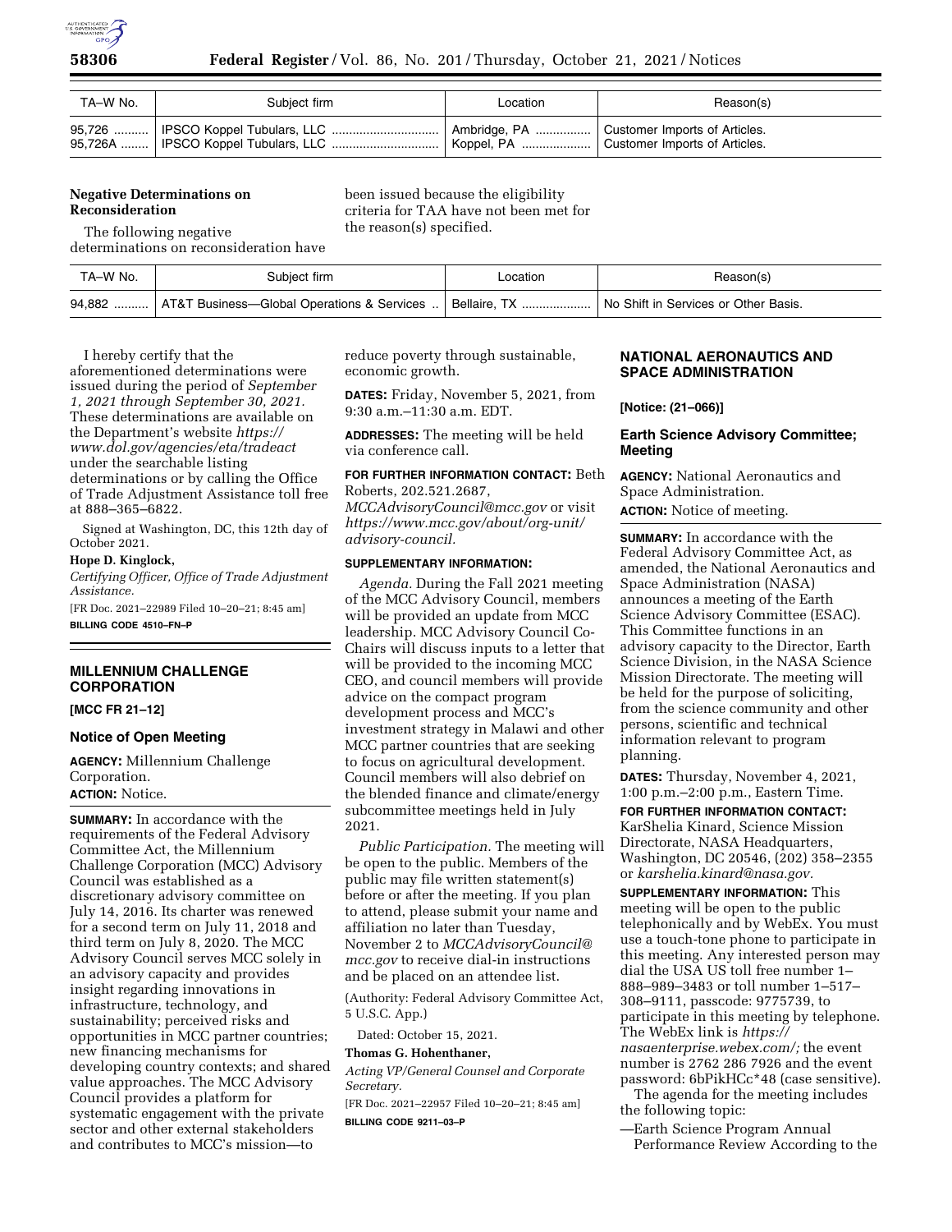| TA–W No. | Subject firm | Location | Reason(s) |
| --- | --- | --- | --- |
| 95,726 | IPSCO Koppel Tubulars, LLC | Ambridge, PA | Customer Imports of Articles. |
| 95,726A | IPSCO Koppel Tubulars, LLC | Koppel, PA | Customer Imports of Articles. |

### Negative Determinations on Reconsideration

The following negative determinations on reconsideration have been issued because the eligibility criteria for TAA have not been met for the reason(s) specified.

| TA–W No. | Subject firm | Location | Reason(s) |
| --- | --- | --- | --- |
| 94,882 | AT&T Business—Global Operations & Services | Bellaire, TX | No Shift in Services or Other Basis. |

I hereby certify that the aforementioned determinations were issued during the period of *September 1, 2021 through September 30, 2021.* These determinations are available on the Department's website *https://www.dol.gov/agencies/eta/tradeact* under the searchable listing determinations or by calling the Office of Trade Adjustment Assistance toll free at 888–365–6822.

Signed at Washington, DC, this 12th day of October 2021.

**Hope D. Kinglock,**

*Certifying Officer, Office of Trade Adjustment Assistance.*

[FR Doc. 2021–22989 Filed 10–20–21; 8:45 am]

**BILLING CODE 4510–FN–P**

## MILLENNIUM CHALLENGE CORPORATION

**[MCC FR 21–12]**

### Notice of Open Meeting

**AGENCY:** Millennium Challenge Corporation.

**ACTION:** Notice.

**SUMMARY:** In accordance with the requirements of the Federal Advisory Committee Act, the Millennium Challenge Corporation (MCC) Advisory Council was established as a discretionary advisory committee on July 14, 2016. Its charter was renewed for a second term on July 11, 2018 and third term on July 8, 2020. The MCC Advisory Council serves MCC solely in an advisory capacity and provides insight regarding innovations in infrastructure, technology, and sustainability; perceived risks and opportunities in MCC partner countries; new financing mechanisms for developing country contexts; and shared value approaches. The MCC Advisory Council provides a platform for systematic engagement with the private sector and other external stakeholders and contributes to MCC's mission—to reduce poverty through sustainable, economic growth.

**DATES:** Friday, November 5, 2021, from 9:30 a.m.–11:30 a.m. EDT.

**ADDRESSES:** The meeting will be held via conference call.

**FOR FURTHER INFORMATION CONTACT:** Beth Roberts, 202.521.2687, *MCCAdvisoryCouncil@mcc.gov* or visit *https://www.mcc.gov/about/org-unit/advisory-council.*

**SUPPLEMENTARY INFORMATION:**

*Agenda.* During the Fall 2021 meeting of the MCC Advisory Council, members will be provided an update from MCC leadership. MCC Advisory Council Co-Chairs will discuss inputs to a letter that will be provided to the incoming MCC CEO, and council members will provide advice on the compact program development process and MCC's investment strategy in Malawi and other MCC partner countries that are seeking to focus on agricultural development. Council members will also debrief on the blended finance and climate/energy subcommittee meetings held in July 2021.

*Public Participation.* The meeting will be open to the public. Members of the public may file written statement(s) before or after the meeting. If you plan to attend, please submit your name and affiliation no later than Tuesday, November 2 to *MCCAdvisoryCouncil@mcc.gov* to receive dial-in instructions and be placed on an attendee list.

(Authority: Federal Advisory Committee Act, 5 U.S.C. App.)

Dated: October 15, 2021.

**Thomas G. Hohenthaner,**

*Acting VP/General Counsel and Corporate Secretary.*

[FR Doc. 2021–22957 Filed 10–20–21; 8:45 am]

**BILLING CODE 9211–03–P**

## NATIONAL AERONAUTICS AND SPACE ADMINISTRATION

**[Notice: (21–066)]**

### Earth Science Advisory Committee; Meeting

**AGENCY:** National Aeronautics and Space Administration.

**ACTION:** Notice of meeting.

**SUMMARY:** In accordance with the Federal Advisory Committee Act, as amended, the National Aeronautics and Space Administration (NASA) announces a meeting of the Earth Science Advisory Committee (ESAC). This Committee functions in an advisory capacity to the Director, Earth Science Division, in the NASA Science Mission Directorate. The meeting will be held for the purpose of soliciting, from the science community and other persons, scientific and technical information relevant to program planning.

**DATES:** Thursday, November 4, 2021, 1:00 p.m.–2:00 p.m., Eastern Time.

**FOR FURTHER INFORMATION CONTACT:** KarShelia Kinard, Science Mission Directorate, NASA Headquarters, Washington, DC 20546, (202) 358–2355 or *karshelia.kinard@nasa.gov.*

**SUPPLEMENTARY INFORMATION:** This meeting will be open to the public telephonically and by WebEx. You must use a touch-tone phone to participate in this meeting. Any interested person may dial the USA US toll free number 1–888–989–3483 or toll number 1–517–308–9111, passcode: 9775739, to participate in this meeting by telephone. The WebEx link is *https://nasaenterprise.webex.com/;* the event number is 2762 286 7926 and the event password: 6bPikHCc*48 (case sensitive).

The agenda for the meeting includes the following topic:

—Earth Science Program Annual Performance Review According to the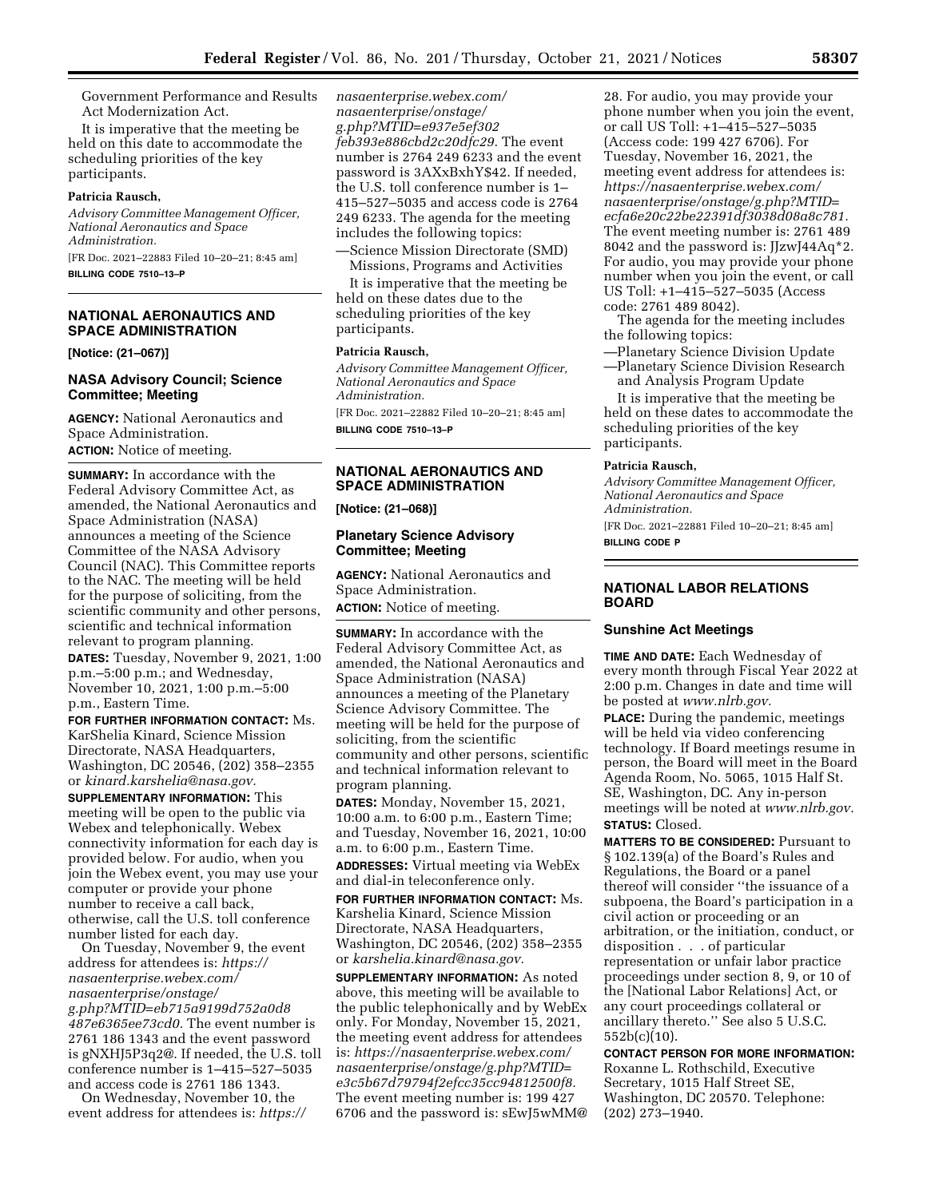Government Performance and Results Act Modernization Act.

It is imperative that the meeting be held on this date to accommodate the scheduling priorities of the key participants.

**Patricia Rausch,**

*Advisory Committee Management Officer, National Aeronautics and Space Administration.*

[FR Doc. 2021–22883 Filed 10–20–21; 8:45 am]

**BILLING CODE 7510–13–P**

---

## NATIONAL AERONAUTICS AND SPACE ADMINISTRATION

**[Notice: (21–067)]**

### NASA Advisory Council; Science Committee; Meeting

**AGENCY:** National Aeronautics and Space Administration.

**ACTION:** Notice of meeting.

**SUMMARY:** In accordance with the Federal Advisory Committee Act, as amended, the National Aeronautics and Space Administration (NASA) announces a meeting of the Science Committee of the NASA Advisory Council (NAC). This Committee reports to the NAC. The meeting will be held for the purpose of soliciting, from the scientific community and other persons, scientific and technical information relevant to program planning.

**DATES:** Tuesday, November 9, 2021, 1:00 p.m.–5:00 p.m.; and Wednesday, November 10, 2021, 1:00 p.m.–5:00 p.m., Eastern Time.

**FOR FURTHER INFORMATION CONTACT:** Ms. KarShelia Kinard, Science Mission Directorate, NASA Headquarters, Washington, DC 20546, (202) 358–2355 or *kinard.karshelia@nasa.gov.*

**SUPPLEMENTARY INFORMATION:** This meeting will be open to the public via Webex and telephonically. Webex connectivity information for each day is provided below. For audio, when you join the Webex event, you may use your computer or provide your phone number to receive a call back, otherwise, call the U.S. toll conference number listed for each day.

On Tuesday, November 9, the event address for attendees is: *https://nasaenterprise.webex.com/nasaenterprise/onstage/g.php?MTID=eb715a9199d752a0d8487e6365ee73cd0.* The event number is 2761 186 1343 and the event password is gNXHJ5P3q2@. If needed, the U.S. toll conference number is 1–415–527–5035 and access code is 2761 186 1343.

On Wednesday, November 10, the event address for attendees is: *https://nasaenterprise.webex.com/nasaenterprise/onstage/g.php?MTID=e937e5ef302feb393e886cbd2c20dfc29.* The event number is 2764 249 6233 and the event password is 3AXxBxhY$42. If needed, the U.S. toll conference number is 1–415–527–5035 and access code is 2764 249 6233. The agenda for the meeting includes the following topics:

—Science Mission Directorate (SMD) Missions, Programs and Activities

It is imperative that the meeting be held on these dates due to the scheduling priorities of the key participants.

**Patricia Rausch,**

*Advisory Committee Management Officer, National Aeronautics and Space Administration.*

[FR Doc. 2021–22882 Filed 10–20–21; 8:45 am]

**BILLING CODE 7510–13–P**

---

## NATIONAL AERONAUTICS AND SPACE ADMINISTRATION

**[Notice: (21–068)]**

### Planetary Science Advisory Committee; Meeting

**AGENCY:** National Aeronautics and Space Administration.

**ACTION:** Notice of meeting.

**SUMMARY:** In accordance with the Federal Advisory Committee Act, as amended, the National Aeronautics and Space Administration (NASA) announces a meeting of the Planetary Science Advisory Committee. The meeting will be held for the purpose of soliciting, from the scientific community and other persons, scientific and technical information relevant to program planning.

**DATES:** Monday, November 15, 2021, 10:00 a.m. to 6:00 p.m., Eastern Time; and Tuesday, November 16, 2021, 10:00 a.m. to 6:00 p.m., Eastern Time.

**ADDRESSES:** Virtual meeting via WebEx and dial-in teleconference only.

**FOR FURTHER INFORMATION CONTACT:** Ms. Karshelia Kinard, Science Mission Directorate, NASA Headquarters, Washington, DC 20546, (202) 358–2355 or *karshelia.kinard@nasa.gov.*

**SUPPLEMENTARY INFORMATION:** As noted above, this meeting will be available to the public telephonically and by WebEx only. For Monday, November 15, 2021, the meeting event address for attendees is: *https://nasaenterprise.webex.com/nasaenterprise/onstage/g.php?MTID=e3c5b67d79794f2efcc35cc94812500f8.* The event meeting number is: 199 427 6706 and the password is: sEwJ5wMM@28. For audio, you may provide your phone number when you join the event, or call US Toll: +1–415–527–5035 (Access code: 199 427 6706). For Tuesday, November 16, 2021, the meeting event address for attendees is: *https://nasaenterprise.webex.com/nasaenterprise/onstage/g.php?MTID=ecfa6e20c22be22391df3038d08a8c781.* The event meeting number is: 2761 489 8042 and the password is: JJzwJ44Aq*2. For audio, you may provide your phone number when you join the event, or call US Toll: +1–415–527–5035 (Access code: 2761 489 8042).

The agenda for the meeting includes the following topics:

—Planetary Science Division Update

—Planetary Science Division Research and Analysis Program Update

It is imperative that the meeting be held on these dates to accommodate the scheduling priorities of the key participants.

**Patricia Rausch,**

*Advisory Committee Management Officer, National Aeronautics and Space Administration.*

[FR Doc. 2021–22881 Filed 10–20–21; 8:45 am]

**BILLING CODE P**

---

## NATIONAL LABOR RELATIONS BOARD

### Sunshine Act Meetings

**TIME AND DATE:** Each Wednesday of every month through Fiscal Year 2022 at 2:00 p.m. Changes in date and time will be posted at *www.nlrb.gov.*

**PLACE:** During the pandemic, meetings will be held via video conferencing technology. If Board meetings resume in person, the Board will meet in the Board Agenda Room, No. 5065, 1015 Half St. SE, Washington, DC. Any in-person meetings will be noted at *www.nlrb.gov.*

**STATUS:** Closed.

**MATTERS TO BE CONSIDERED:** Pursuant to § 102.139(a) of the Board's Rules and Regulations, the Board or a panel thereof will consider ''the issuance of a subpoena, the Board's participation in a civil action or proceeding or an arbitration, or the initiation, conduct, or disposition . . . of particular representation or unfair labor practice proceedings under section 8, 9, or 10 of the [National Labor Relations] Act, or any court proceedings collateral or ancillary thereto.'' See also 5 U.S.C. 552b(c)(10).

**CONTACT PERSON FOR MORE INFORMATION:** Roxanne L. Rothschild, Executive Secretary, 1015 Half Street SE, Washington, DC 20570. Telephone: (202) 273–1940.